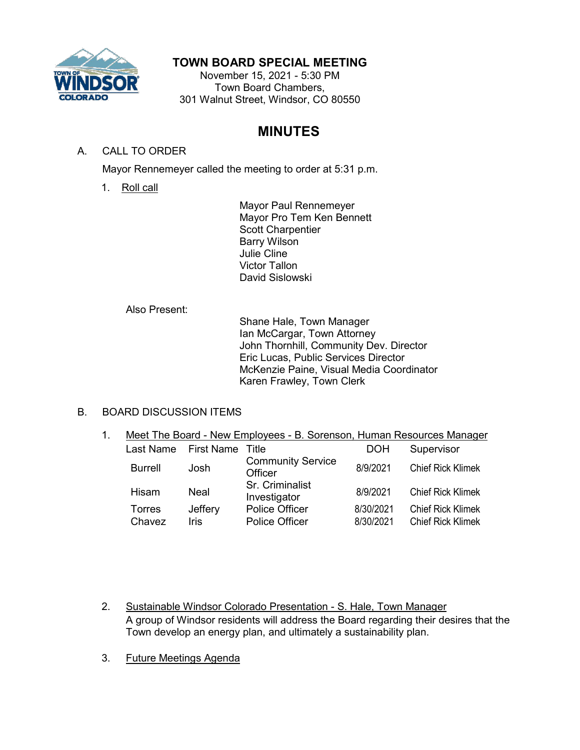# TOWN BOARD SPECIAL MEETING

November 15, 2021 - 5:30 PM
Town Board Chambers,
301 Walnut Street, Windsor, CO 80550

## MINUTES

A. CALL TO ORDER

Mayor Rennemeyer called the meeting to order at 5:31 p.m.

1. Roll call

Mayor Paul Rennemeyer
Mayor Pro Tem Ken Bennett
Scott Charpentier
Barry Wilson
Julie Cline
Victor Tallon
David Sislowski

Also Present:

Shane Hale, Town Manager
Ian McCargar, Town Attorney
John Thornhill, Community Dev. Director
Eric Lucas, Public Services Director
McKenzie Paine, Visual Media Coordinator
Karen Frawley, Town Clerk

B. BOARD DISCUSSION ITEMS

1. Meet The Board - New Employees - B. Sorenson, Human Resources Manager

| Last Name | First Name | Title | DOH | Supervisor |
|---|---|---|---|---|
| Burrell | Josh | Community Service Officer | 8/9/2021 | Chief Rick Klimek |
| Hisam | Neal | Sr. Criminalist Investigator | 8/9/2021 | Chief Rick Klimek |
| Torres | Jeffery | Police Officer | 8/30/2021 | Chief Rick Klimek |
| Chavez | Iris | Police Officer | 8/30/2021 | Chief Rick Klimek |

2. Sustainable Windsor Colorado Presentation - S. Hale, Town Manager

A group of Windsor residents will address the Board regarding their desires that the Town develop an energy plan, and ultimately a sustainability plan.

3. Future Meetings Agenda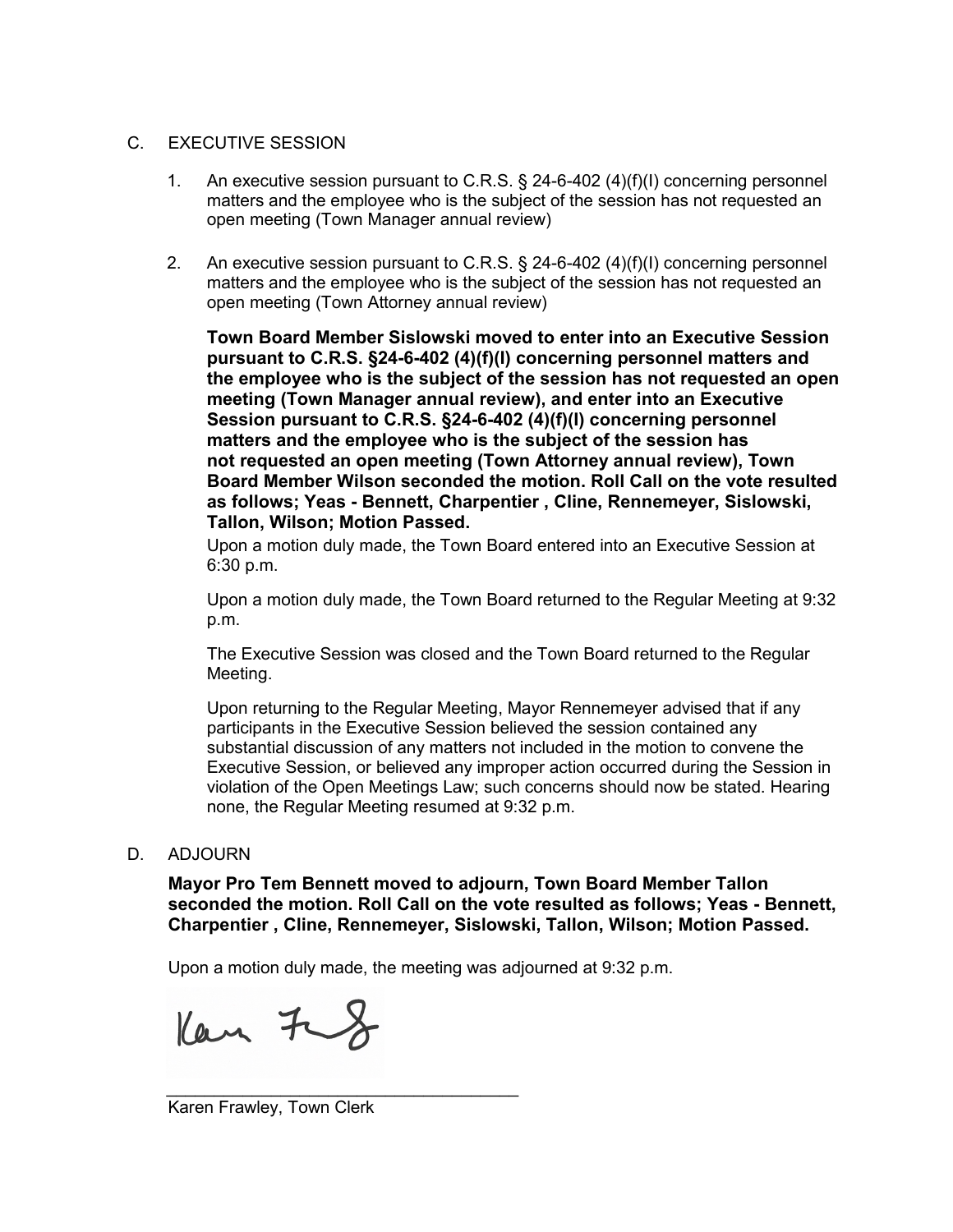## C. EXECUTIVE SESSION

1. An executive session pursuant to C.R.S. § 24-6-402 (4)(f)(I) concerning personnel matters and the employee who is the subject of the session has not requested an open meeting (Town Manager annual review)

2. An executive session pursuant to C.R.S. § 24-6-402 (4)(f)(I) concerning personnel matters and the employee who is the subject of the session has not requested an open meeting (Town Attorney annual review)

   **Town Board Member Sislowski moved to enter into an Executive Session pursuant to C.R.S. §24-6-402 (4)(f)(I) concerning personnel matters and the employee who is the subject of the session has not requested an open meeting (Town Manager annual review), and enter into an Executive Session pursuant to C.R.S. §24-6-402 (4)(f)(I) concerning personnel matters and the employee who is the subject of the session has not requested an open meeting (Town Attorney annual review), Town Board Member Wilson seconded the motion. Roll Call on the vote resulted as follows; Yeas - Bennett, Charpentier , Cline, Rennemeyer, Sislowski, Tallon, Wilson; Motion Passed.**

   Upon a motion duly made, the Town Board entered into an Executive Session at 6:30 p.m.

   Upon a motion duly made, the Town Board returned to the Regular Meeting at 9:32 p.m.

   The Executive Session was closed and the Town Board returned to the Regular Meeting.

   Upon returning to the Regular Meeting, Mayor Rennemeyer advised that if any participants in the Executive Session believed the session contained any substantial discussion of any matters not included in the motion to convene the Executive Session, or believed any improper action occurred during the Session in violation of the Open Meetings Law; such concerns should now be stated. Hearing none, the Regular Meeting resumed at 9:32 p.m.

## D. ADJOURN

**Mayor Pro Tem Bennett moved to adjourn, Town Board Member Tallon seconded the motion. Roll Call on the vote resulted as follows; Yeas - Bennett, Charpentier , Cline, Rennemeyer, Sislowski, Tallon, Wilson; Motion Passed.**

Upon a motion duly made, the meeting was adjourned at 9:32 p.m.

Karen Frawley, Town Clerk